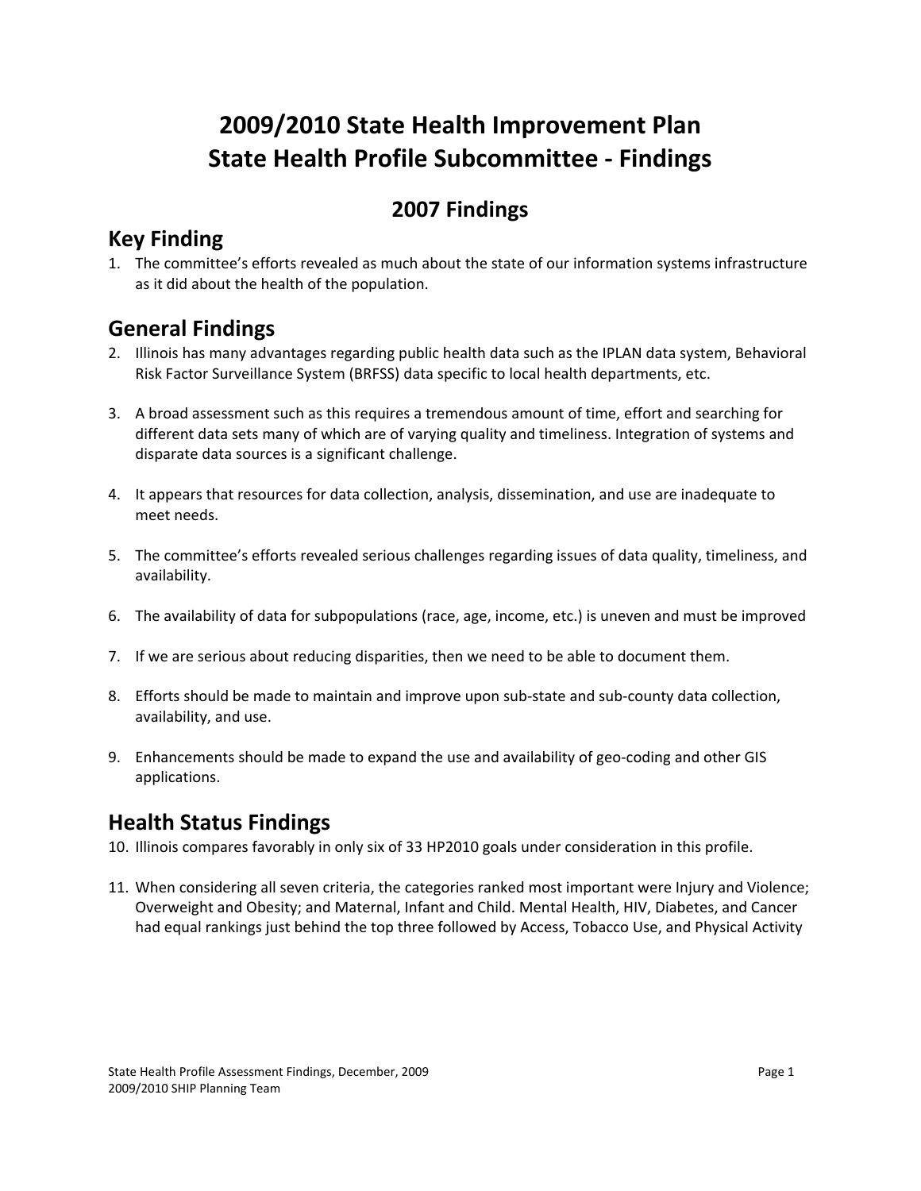# 2009/2010 State Health Improvement Plan
# State Health Profile Subcommittee - Findings

## 2007 Findings

## Key Finding

1. The committee's efforts revealed as much about the state of our information systems infrastructure as it did about the health of the population.

## General Findings

2. Illinois has many advantages regarding public health data such as the IPLAN data system, Behavioral Risk Factor Surveillance System (BRFSS) data specific to local health departments, etc.

3. A broad assessment such as this requires a tremendous amount of time, effort and searching for different data sets many of which are of varying quality and timeliness. Integration of systems and disparate data sources is a significant challenge.

4. It appears that resources for data collection, analysis, dissemination, and use are inadequate to meet needs.

5. The committee's efforts revealed serious challenges regarding issues of data quality, timeliness, and availability.

6. The availability of data for subpopulations (race, age, income, etc.) is uneven and must be improved

7. If we are serious about reducing disparities, then we need to be able to document them.

8. Efforts should be made to maintain and improve upon sub-state and sub-county data collection, availability, and use.

9. Enhancements should be made to expand the use and availability of geo-coding and other GIS applications.

## Health Status Findings

10. Illinois compares favorably in only six of 33 HP2010 goals under consideration in this profile.

11. When considering all seven criteria, the categories ranked most important were Injury and Violence; Overweight and Obesity; and Maternal, Infant and Child. Mental Health, HIV, Diabetes, and Cancer had equal rankings just behind the top three followed by Access, Tobacco Use, and Physical Activity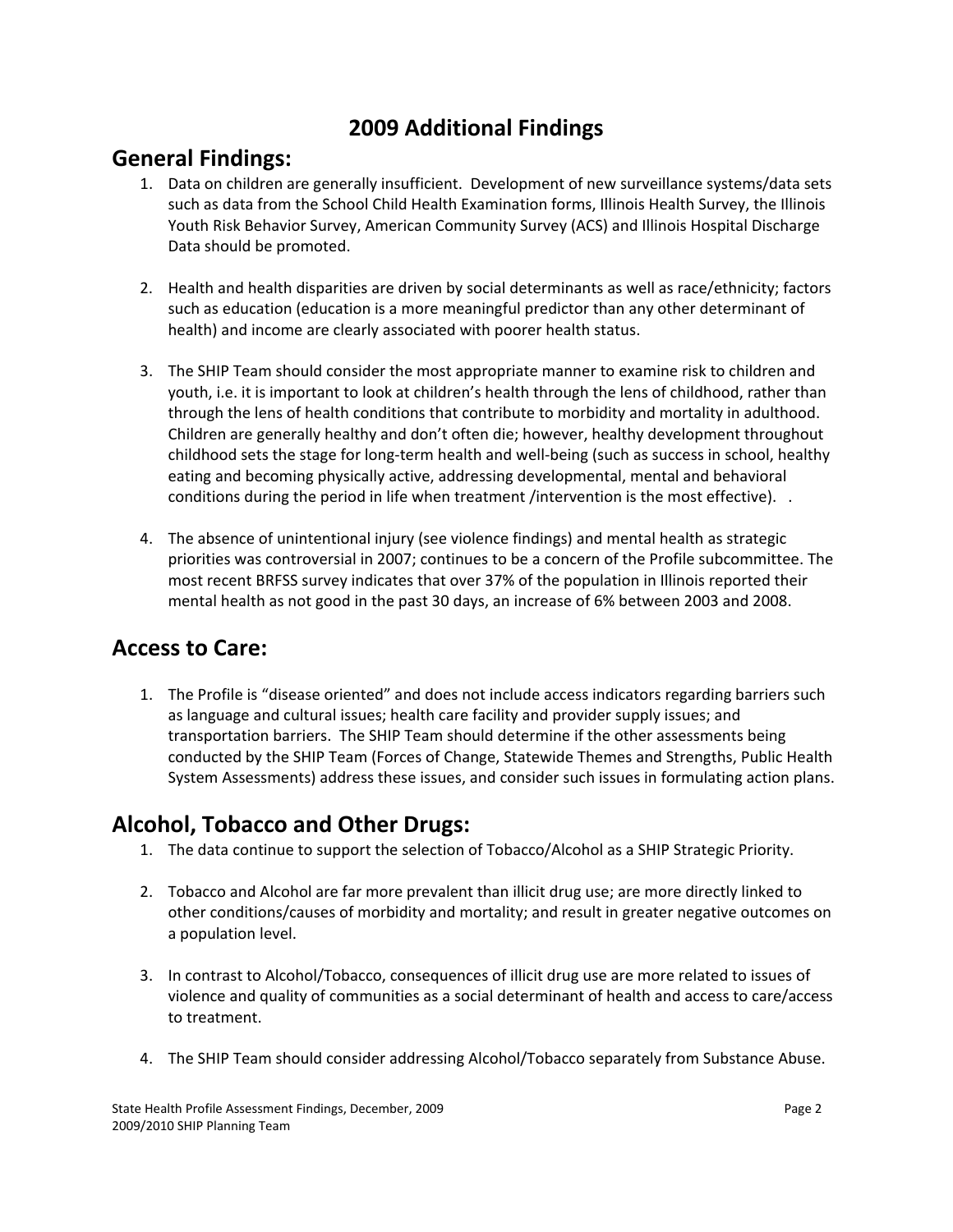# 2009 Additional Findings

## General Findings:

1. Data on children are generally insufficient. Development of new surveillance systems/data sets such as data from the School Child Health Examination forms, Illinois Health Survey, the Illinois Youth Risk Behavior Survey, American Community Survey (ACS) and Illinois Hospital Discharge Data should be promoted.

2. Health and health disparities are driven by social determinants as well as race/ethnicity; factors such as education (education is a more meaningful predictor than any other determinant of health) and income are clearly associated with poorer health status.

3. The SHIP Team should consider the most appropriate manner to examine risk to children and youth, i.e. it is important to look at children's health through the lens of childhood, rather than through the lens of health conditions that contribute to morbidity and mortality in adulthood. Children are generally healthy and don't often die; however, healthy development throughout childhood sets the stage for long-term health and well-being (such as success in school, healthy eating and becoming physically active, addressing developmental, mental and behavioral conditions during the period in life when treatment /intervention is the most effective). .

4. The absence of unintentional injury (see violence findings) and mental health as strategic priorities was controversial in 2007; continues to be a concern of the Profile subcommittee. The most recent BRFSS survey indicates that over 37% of the population in Illinois reported their mental health as not good in the past 30 days, an increase of 6% between 2003 and 2008.

## Access to Care:

1. The Profile is "disease oriented" and does not include access indicators regarding barriers such as language and cultural issues; health care facility and provider supply issues; and transportation barriers. The SHIP Team should determine if the other assessments being conducted by the SHIP Team (Forces of Change, Statewide Themes and Strengths, Public Health System Assessments) address these issues, and consider such issues in formulating action plans.

## Alcohol, Tobacco and Other Drugs:

1. The data continue to support the selection of Tobacco/Alcohol as a SHIP Strategic Priority.

2. Tobacco and Alcohol are far more prevalent than illicit drug use; are more directly linked to other conditions/causes of morbidity and mortality; and result in greater negative outcomes on a population level.

3. In contrast to Alcohol/Tobacco, consequences of illicit drug use are more related to issues of violence and quality of communities as a social determinant of health and access to care/access to treatment.

4. The SHIP Team should consider addressing Alcohol/Tobacco separately from Substance Abuse.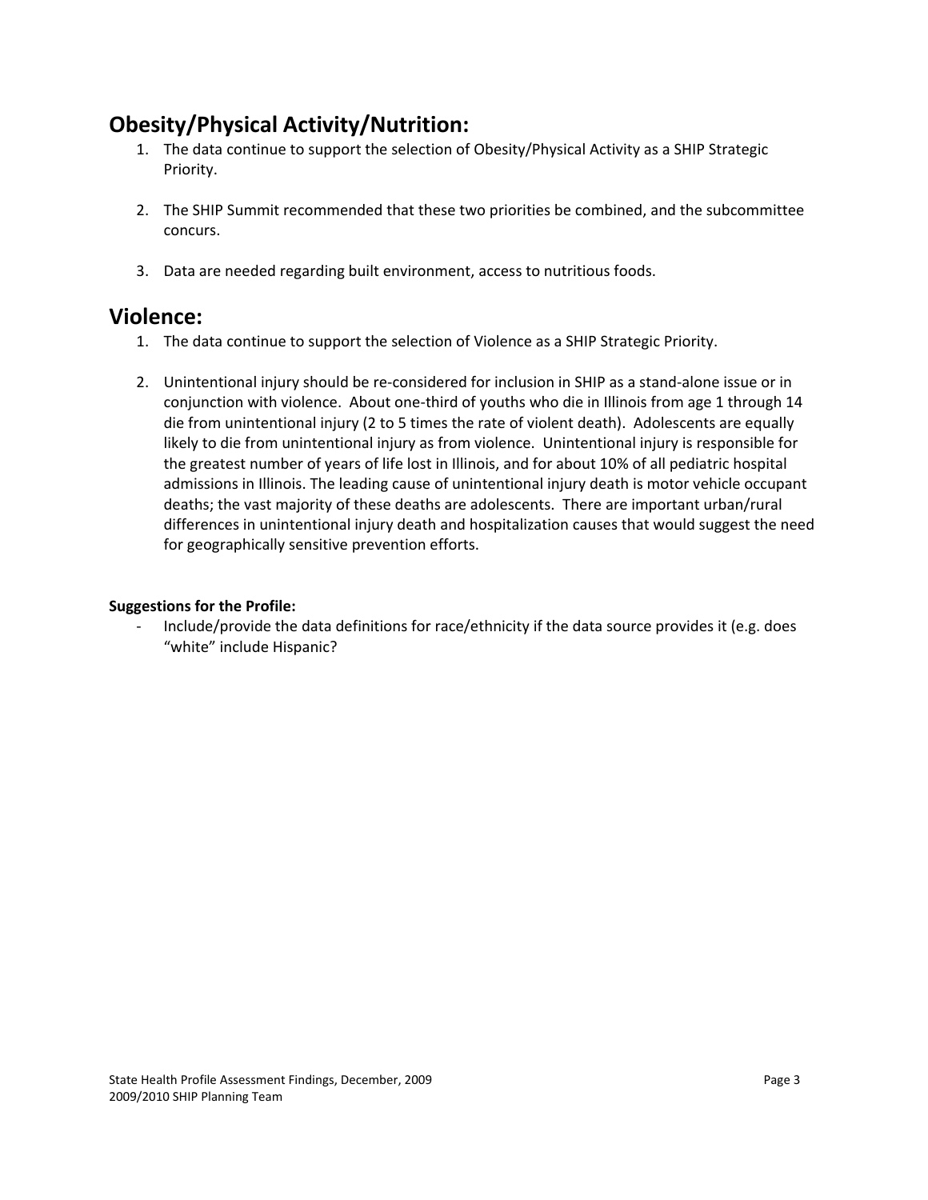## Obesity/Physical Activity/Nutrition:

1. The data continue to support the selection of Obesity/Physical Activity as a SHIP Strategic Priority.

2. The SHIP Summit recommended that these two priorities be combined, and the subcommittee concurs.

3. Data are needed regarding built environment, access to nutritious foods.

## Violence:

1. The data continue to support the selection of Violence as a SHIP Strategic Priority.

2. Unintentional injury should be re-considered for inclusion in SHIP as a stand-alone issue or in conjunction with violence. About one-third of youths who die in Illinois from age 1 through 14 die from unintentional injury (2 to 5 times the rate of violent death). Adolescents are equally likely to die from unintentional injury as from violence. Unintentional injury is responsible for the greatest number of years of life lost in Illinois, and for about 10% of all pediatric hospital admissions in Illinois. The leading cause of unintentional injury death is motor vehicle occupant deaths; the vast majority of these deaths are adolescents. There are important urban/rural differences in unintentional injury death and hospitalization causes that would suggest the need for geographically sensitive prevention efforts.

**Suggestions for the Profile:**

- Include/provide the data definitions for race/ethnicity if the data source provides it (e.g. does "white" include Hispanic?